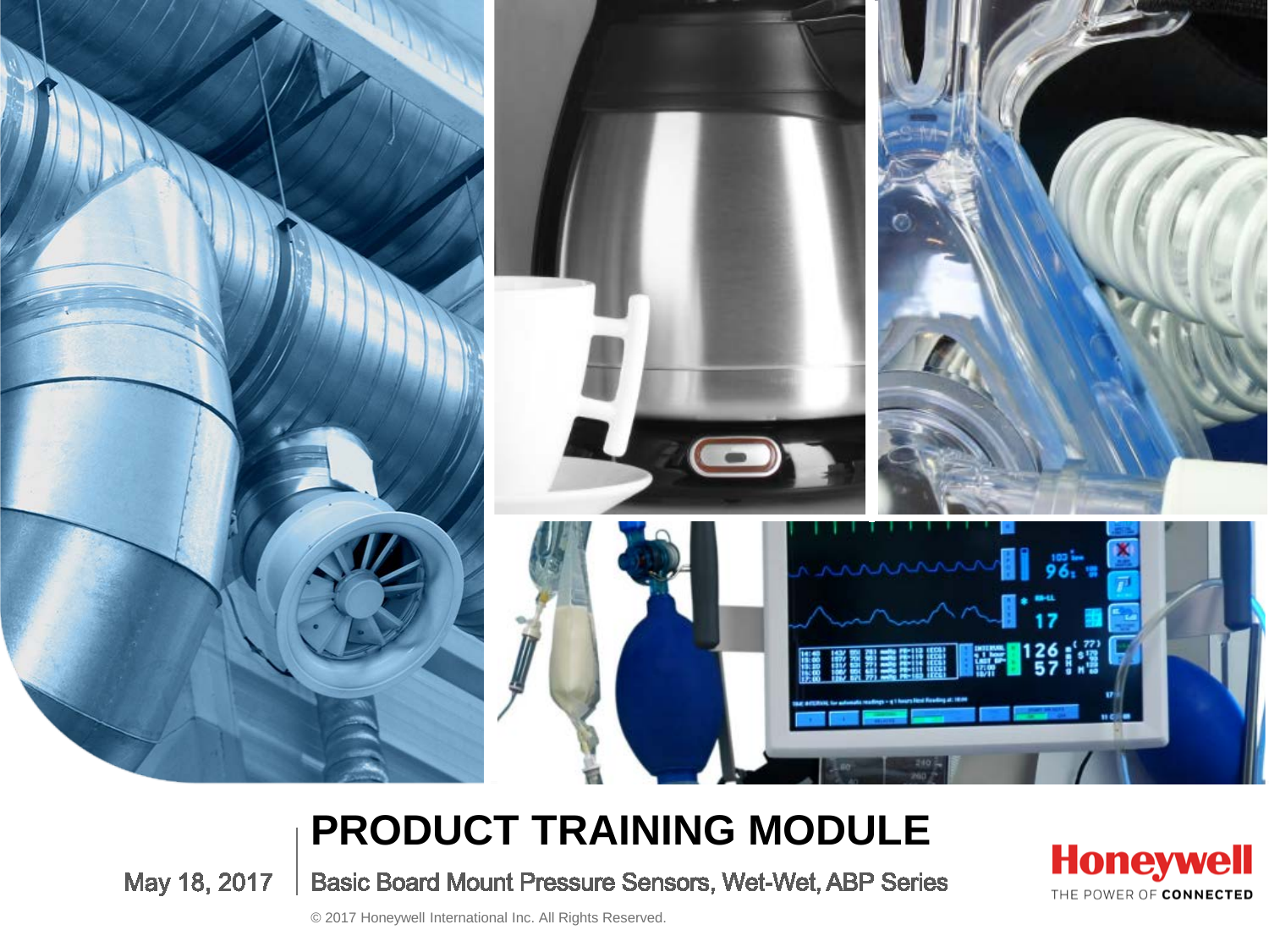# PRODUCT TRAINING MODULE

May 18, 2017

## Basic Board Mount Pressure Sensors, Wet-Wet, ABP Series

© 2017 Honeywell International Inc. All Rights Reserved.

Honeywell
THE POWER OF CONNECTED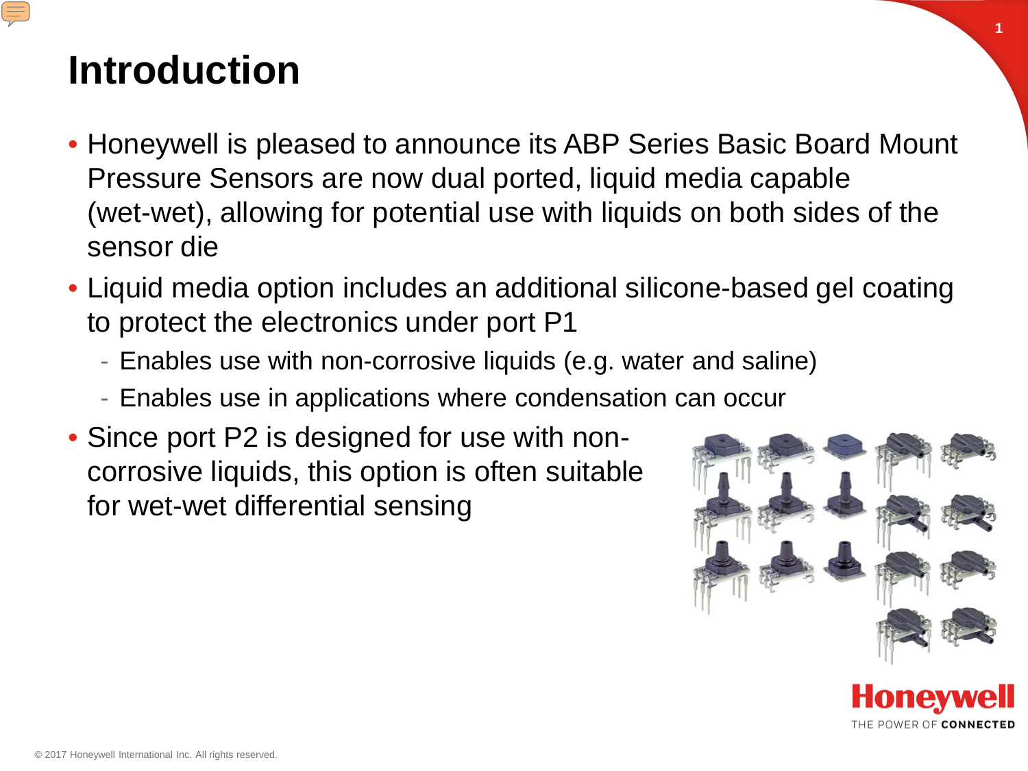# Introduction

- Honeywell is pleased to announce its ABP Series Basic Board Mount Pressure Sensors are now dual ported, liquid media capable (wet-wet), allowing for potential use with liquids on both sides of the sensor die
- Liquid media option includes an additional silicone-based gel coating to protect the electronics under port P1
  - Enables use with non-corrosive liquids (e.g. water and saline)
  - Enables use in applications where condensation can occur
- Since port P2 is designed for use with non-corrosive liquids, this option is often suitable for wet-wet differential sensing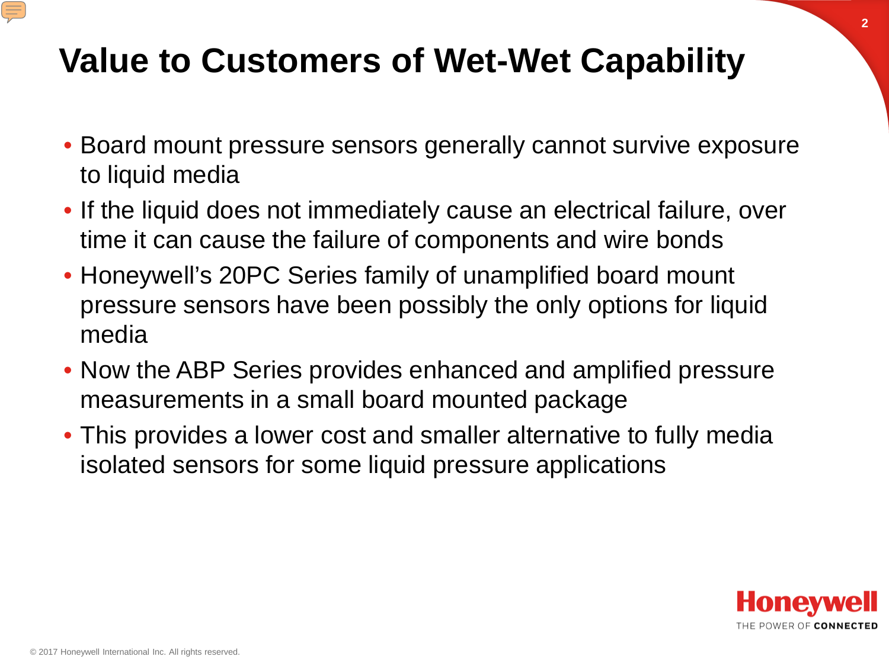# Value to Customers of Wet-Wet Capability

- Board mount pressure sensors generally cannot survive exposure to liquid media
- If the liquid does not immediately cause an electrical failure, over time it can cause the failure of components and wire bonds
- Honeywell's 20PC Series family of unamplified board mount pressure sensors have been possibly the only options for liquid media
- Now the ABP Series provides enhanced and amplified pressure measurements in a small board mounted package
- This provides a lower cost and smaller alternative to fully media isolated sensors for some liquid pressure applications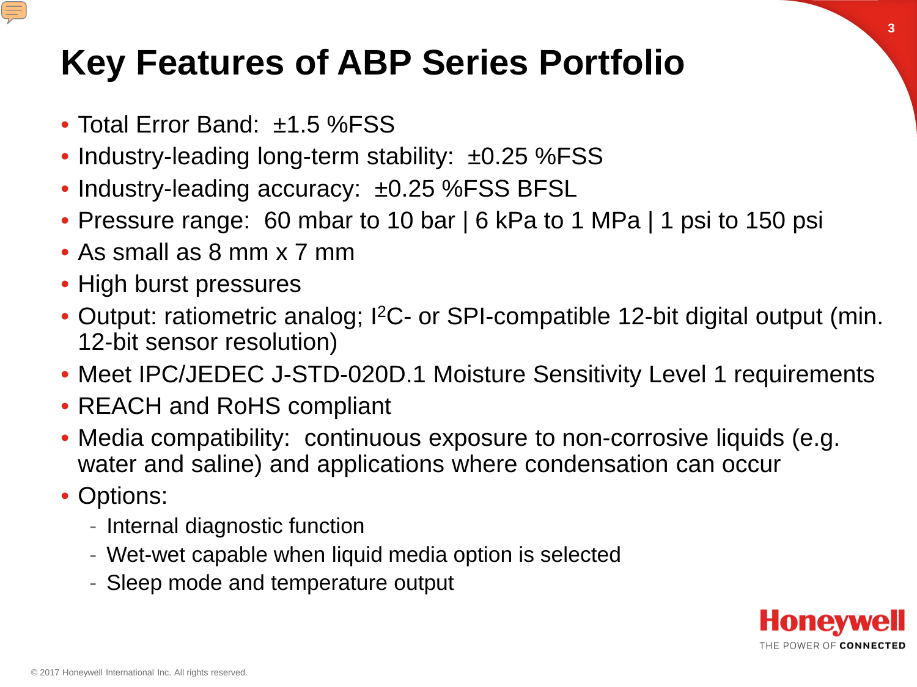# Key Features of ABP Series Portfolio

- Total Error Band: ±1.5 %FSS
- Industry-leading long-term stability: ±0.25 %FSS
- Industry-leading accuracy: ±0.25 %FSS BFSL
- Pressure range: 60 mbar to 10 bar | 6 kPa to 1 MPa | 1 psi to 150 psi
- As small as 8 mm x 7 mm
- High burst pressures
- Output: ratiometric analog; $I^2C$- or SPI-compatible 12-bit digital output (min. 12-bit sensor resolution)
- Meet IPC/JEDEC J-STD-020D.1 Moisture Sensitivity Level 1 requirements
- REACH and RoHS compliant
- Media compatibility: continuous exposure to non-corrosive liquids (e.g. water and saline) and applications where condensation can occur
- Options:
  - Internal diagnostic function
  - Wet-wet capable when liquid media option is selected
  - Sleep mode and temperature output

Honeywell
THE POWER OF CONNECTED

© 2017 Honeywell International Inc. All rights reserved.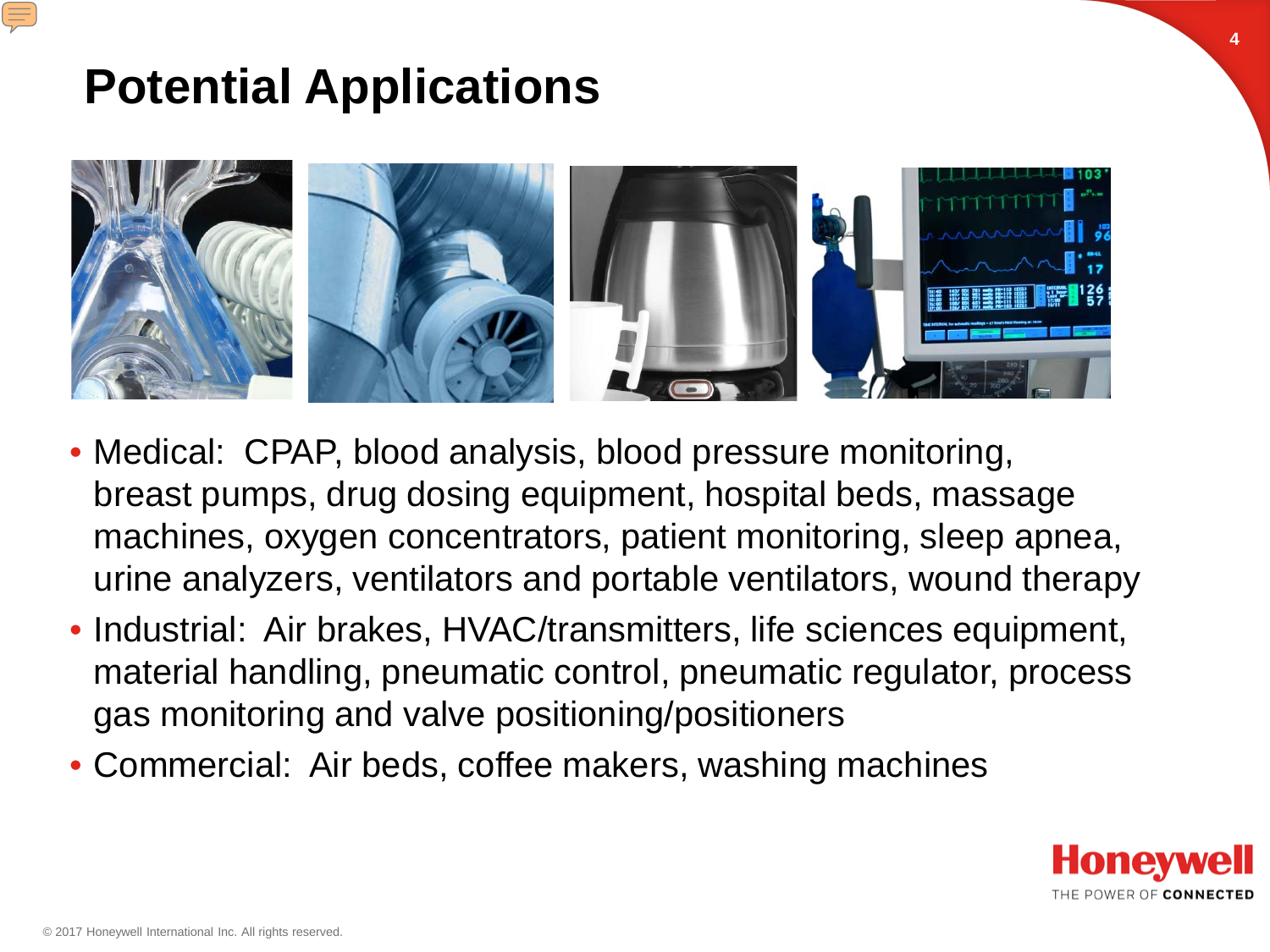# Potential Applications

- Medical: CPAP, blood analysis, blood pressure monitoring, breast pumps, drug dosing equipment, hospital beds, massage machines, oxygen concentrators, patient monitoring, sleep apnea, urine analyzers, ventilators and portable ventilators, wound therapy
- Industrial: Air brakes, HVAC/transmitters, life sciences equipment, material handling, pneumatic control, pneumatic regulator, process gas monitoring and valve positioning/positioners
- Commercial: Air beds, coffee makers, washing machines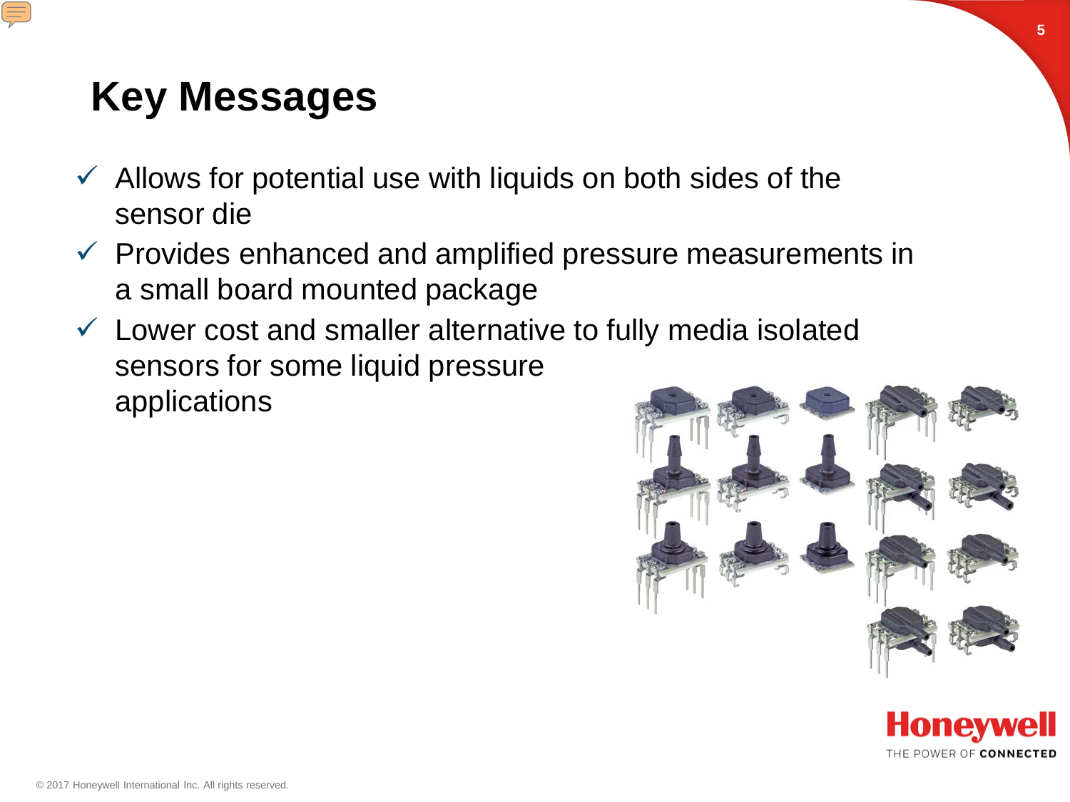# Key Messages

- ✓ Allows for potential use with liquids on both sides of the sensor die
- ✓ Provides enhanced and amplified pressure measurements in a small board mounted package
- ✓ Lower cost and smaller alternative to fully media isolated sensors for some liquid pressure applications

© 2017 Honeywell International Inc. All rights reserved.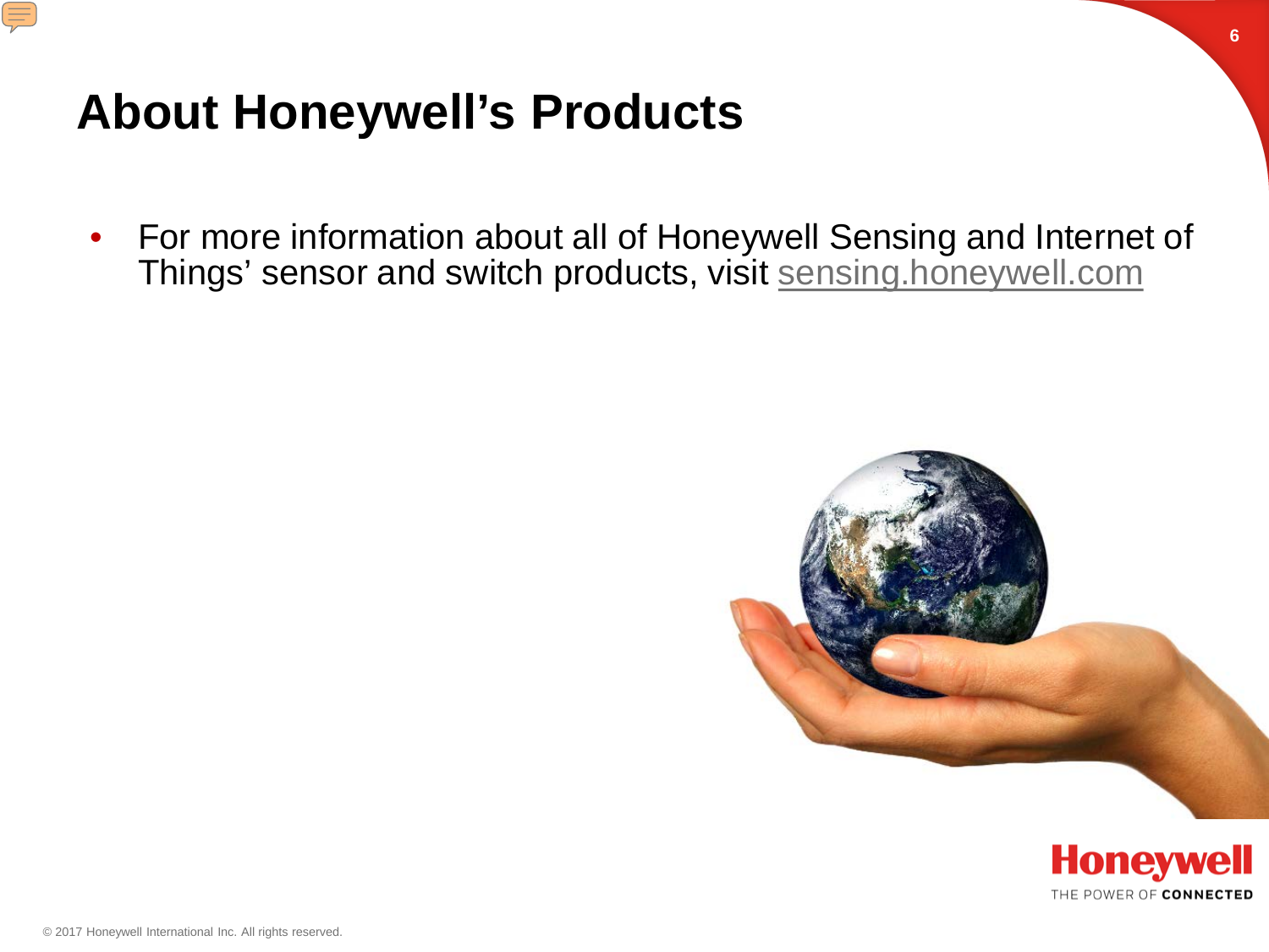# About Honeywell's Products

- For more information about all of Honeywell Sensing and Internet of Things' sensor and switch products, visit sensing.honeywell.com

© 2017 Honeywell International Inc. All rights reserved.